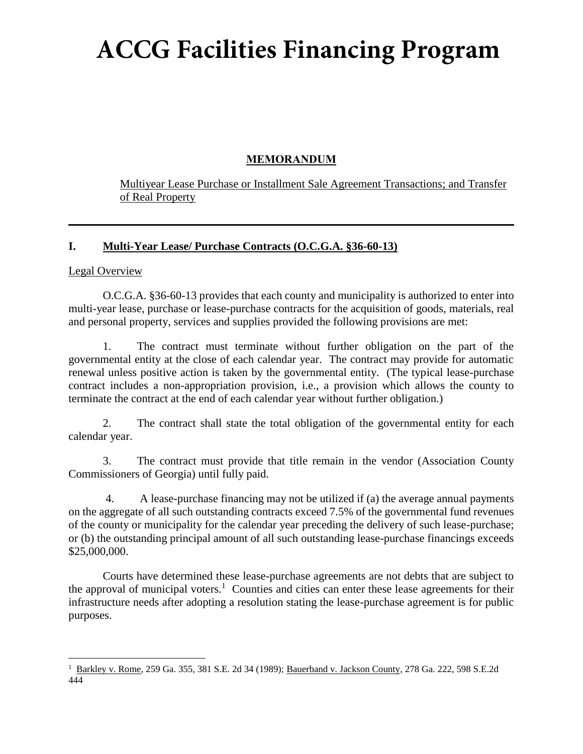# ACCG Facilities Financing Program

**MEMORANDUM**

Multiyear Lease Purchase or Installment Sale Agreement Transactions; and Transfer of Real Property

---

## I. Multi-Year Lease/ Purchase Contracts (O.C.G.A. §36-60-13)

Legal Overview

O.C.G.A. §36-60-13 provides that each county and municipality is authorized to enter into multi-year lease, purchase or lease-purchase contracts for the acquisition of goods, materials, real and personal property, services and supplies provided the following provisions are met:

1. The contract must terminate without further obligation on the part of the governmental entity at the close of each calendar year. The contract may provide for automatic renewal unless positive action is taken by the governmental entity. (The typical lease-purchase contract includes a non-appropriation provision, i.e., a provision which allows the county to terminate the contract at the end of each calendar year without further obligation.)

2. The contract shall state the total obligation of the governmental entity for each calendar year.

3. The contract must provide that title remain in the vendor (Association County Commissioners of Georgia) until fully paid.

4. A lease-purchase financing may not be utilized if (a) the average annual payments on the aggregate of all such outstanding contracts exceed 7.5% of the governmental fund revenues of the county or municipality for the calendar year preceding the delivery of such lease-purchase; or (b) the outstanding principal amount of all such outstanding lease-purchase financings exceeds $25,000,000.

Courts have determined these lease-purchase agreements are not debts that are subject to the approval of municipal voters.[1] Counties and cities can enter these lease agreements for their infrastructure needs after adopting a resolution stating the lease-purchase agreement is for public purposes.

---

[1] Barkley v. Rome, 259 Ga. 355, 381 S.E. 2d 34 (1989); Bauerband v. Jackson County, 278 Ga. 222, 598 S.E.2d 444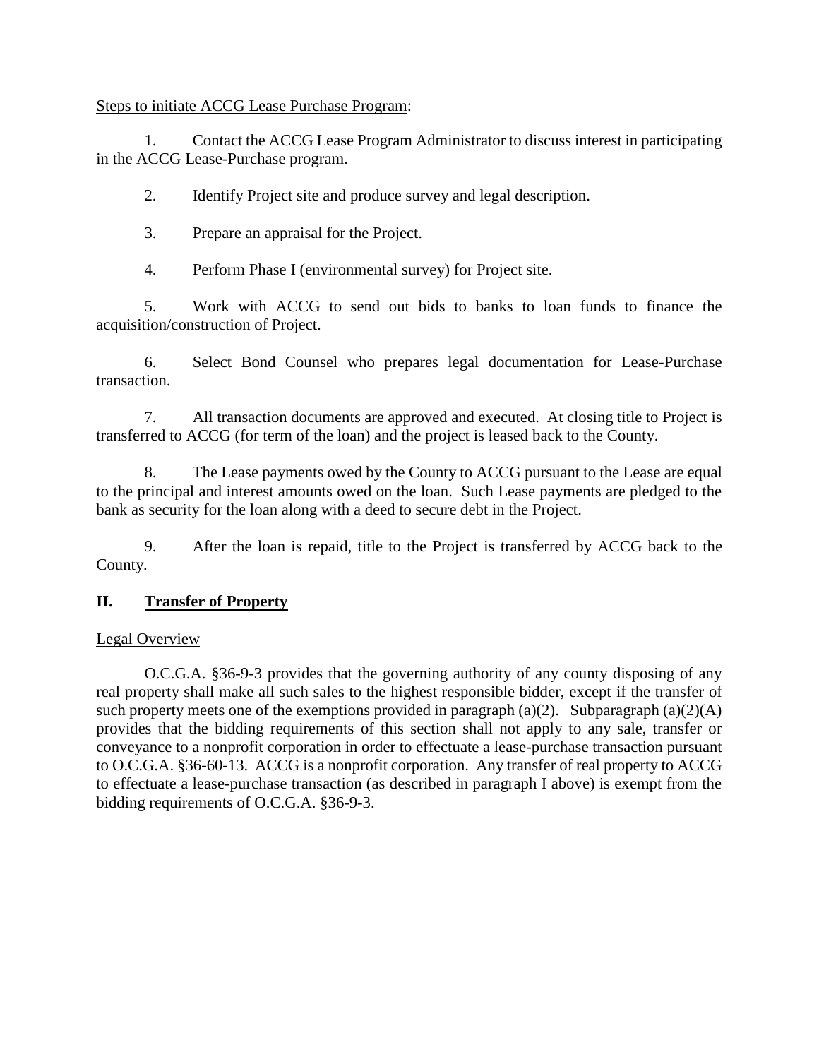Steps to initiate ACCG Lease Purchase Program:

1. Contact the ACCG Lease Program Administrator to discuss interest in participating in the ACCG Lease-Purchase program.

2. Identify Project site and produce survey and legal description.

3. Prepare an appraisal for the Project.

4. Perform Phase I (environmental survey) for Project site.

5. Work with ACCG to send out bids to banks to loan funds to finance the acquisition/construction of Project.

6. Select Bond Counsel who prepares legal documentation for Lease-Purchase transaction.

7. All transaction documents are approved and executed. At closing title to Project is transferred to ACCG (for term of the loan) and the project is leased back to the County.

8. The Lease payments owed by the County to ACCG pursuant to the Lease are equal to the principal and interest amounts owed on the loan. Such Lease payments are pledged to the bank as security for the loan along with a deed to secure debt in the Project.

9. After the loan is repaid, title to the Project is transferred by ACCG back to the County.

## II. Transfer of Property

Legal Overview

O.C.G.A. §36-9-3 provides that the governing authority of any county disposing of any real property shall make all such sales to the highest responsible bidder, except if the transfer of such property meets one of the exemptions provided in paragraph (a)(2). Subparagraph (a)(2)(A) provides that the bidding requirements of this section shall not apply to any sale, transfer or conveyance to a nonprofit corporation in order to effectuate a lease-purchase transaction pursuant to O.C.G.A. §36-60-13. ACCG is a nonprofit corporation. Any transfer of real property to ACCG to effectuate a lease-purchase transaction (as described in paragraph I above) is exempt from the bidding requirements of O.C.G.A. §36-9-3.